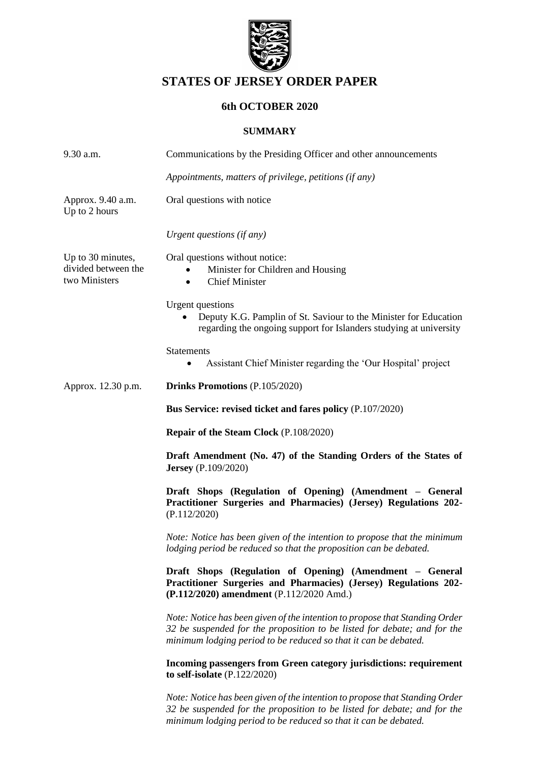# STATES OF JERSEY ORDER PAPER

## 6th OCTOBER 2020

### SUMMARY

9.30 a.m. Communications by the Presiding Officer and other announcements

*Appointments, matters of privilege, petitions (if any)*

Approx. 9.40 a.m.
Up to 2 hours

Oral questions with notice

*Urgent questions (if any)*

Up to 30 minutes, divided between the two Ministers

Oral questions without notice:

- Minister for Children and Housing
- Chief Minister

Urgent questions

- Deputy K.G. Pamplin of St. Saviour to the Minister for Education regarding the ongoing support for Islanders studying at university

Statements

- Assistant Chief Minister regarding the 'Our Hospital' project

Approx. 12.30 p.m.

**Drinks Promotions** (P.105/2020)

**Bus Service: revised ticket and fares policy** (P.107/2020)

**Repair of the Steam Clock** (P.108/2020)

**Draft Amendment (No. 47) of the Standing Orders of the States of Jersey** (P.109/2020)

**Draft Shops (Regulation of Opening) (Amendment – General Practitioner Surgeries and Pharmacies) (Jersey) Regulations 202-** (P.112/2020)

*Note: Notice has been given of the intention to propose that the minimum lodging period be reduced so that the proposition can be debated.*

**Draft Shops (Regulation of Opening) (Amendment – General Practitioner Surgeries and Pharmacies) (Jersey) Regulations 202- (P.112/2020) amendment** (P.112/2020 Amd.)

*Note: Notice has been given of the intention to propose that Standing Order 32 be suspended for the proposition to be listed for debate; and for the minimum lodging period to be reduced so that it can be debated.*

**Incoming passengers from Green category jurisdictions: requirement to self-isolate** (P.122/2020)

*Note: Notice has been given of the intention to propose that Standing Order 32 be suspended for the proposition to be listed for debate; and for the minimum lodging period to be reduced so that it can be debated.*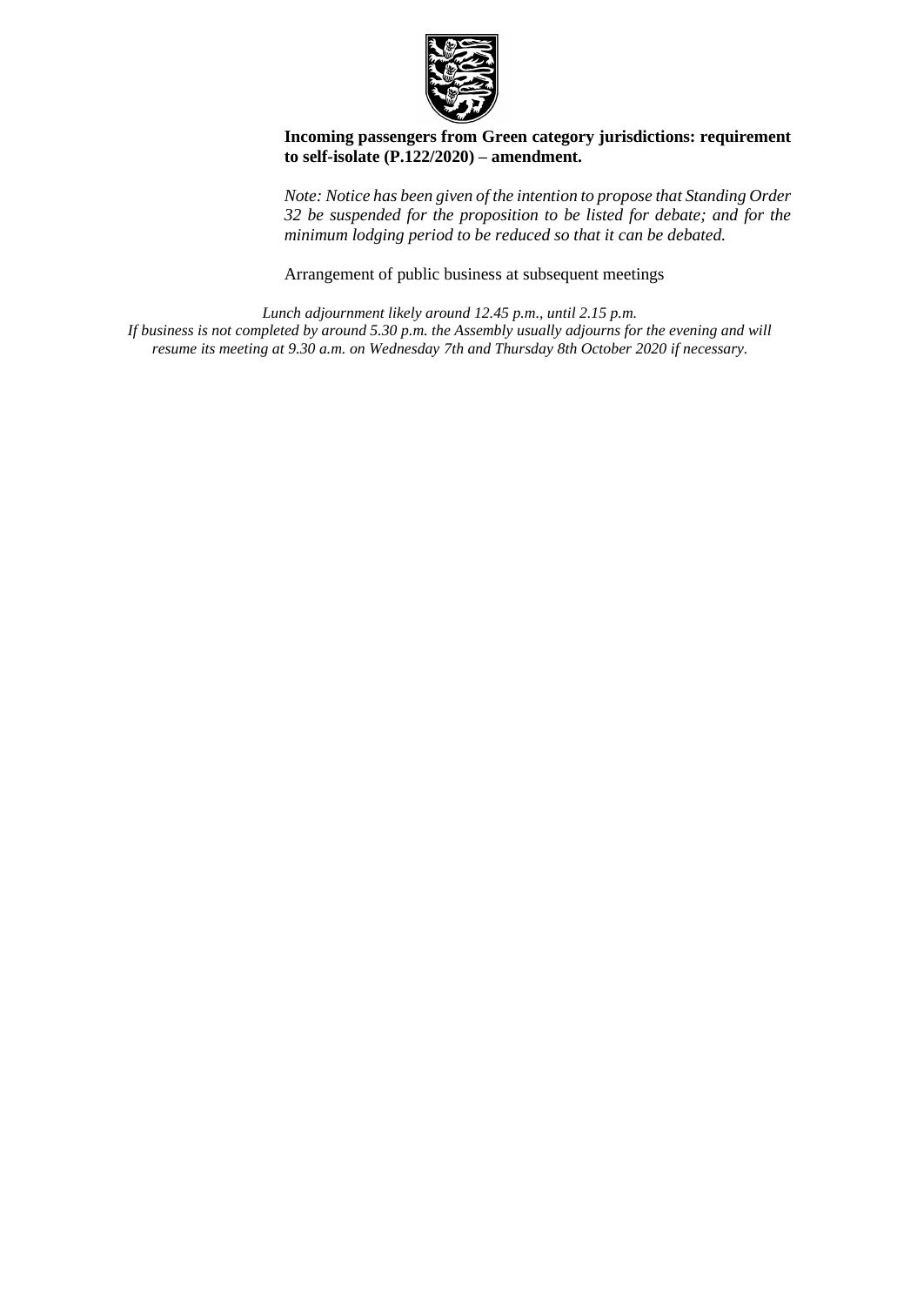**Incoming passengers from Green category jurisdictions: requirement to self-isolate (P.122/2020) – amendment.**

*Note: Notice has been given of the intention to propose that Standing Order 32 be suspended for the proposition to be listed for debate; and for the minimum lodging period to be reduced so that it can be debated.*

Arrangement of public business at subsequent meetings

*Lunch adjournment likely around 12.45 p.m., until 2.15 p.m.*
*If business is not completed by around 5.30 p.m. the Assembly usually adjourns for the evening and will resume its meeting at 9.30 a.m. on Wednesday 7th and Thursday 8th October 2020 if necessary.*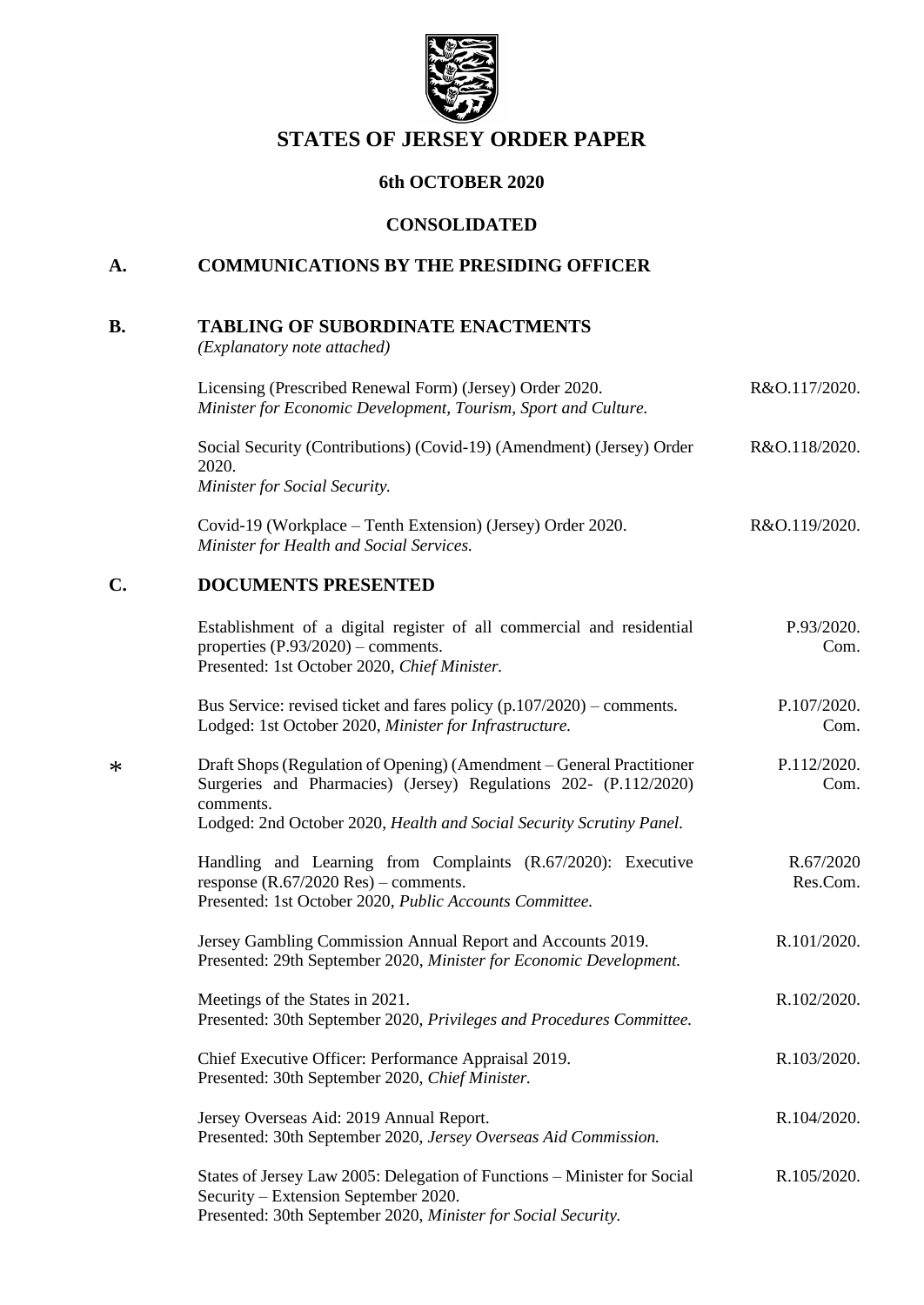# STATES OF JERSEY ORDER PAPER

## 6th OCTOBER 2020

## CONSOLIDATED

## A. COMMUNICATIONS BY THE PRESIDING OFFICER

## B. TABLING OF SUBORDINATE ENACTMENTS

*(Explanatory note attached)*

Licensing (Prescribed Renewal Form) (Jersey) Order 2020.
*Minister for Economic Development, Tourism, Sport and Culture.* — R&O.117/2020.

Social Security (Contributions) (Covid-19) (Amendment) (Jersey) Order 2020.
*Minister for Social Security.* — R&O.118/2020.

Covid-19 (Workplace – Tenth Extension) (Jersey) Order 2020.
*Minister for Health and Social Services.* — R&O.119/2020.

## C. DOCUMENTS PRESENTED

Establishment of a digital register of all commercial and residential properties (P.93/2020) – comments.
Presented: 1st October 2020, *Chief Minister.* — P.93/2020. Com.

Bus Service: revised ticket and fares policy (p.107/2020) – comments.
Lodged: 1st October 2020, *Minister for Infrastructure.* — P.107/2020. Com.

\* Draft Shops (Regulation of Opening) (Amendment – General Practitioner Surgeries and Pharmacies) (Jersey) Regulations 202- (P.112/2020) comments.
Lodged: 2nd October 2020, *Health and Social Security Scrutiny Panel.* — P.112/2020. Com.

Handling and Learning from Complaints (R.67/2020): Executive response (R.67/2020 Res) – comments.
Presented: 1st October 2020, *Public Accounts Committee.* — R.67/2020 Res.Com.

Jersey Gambling Commission Annual Report and Accounts 2019.
Presented: 29th September 2020, *Minister for Economic Development.* — R.101/2020.

Meetings of the States in 2021.
Presented: 30th September 2020, *Privileges and Procedures Committee.* — R.102/2020.

Chief Executive Officer: Performance Appraisal 2019.
Presented: 30th September 2020, *Chief Minister.* — R.103/2020.

Jersey Overseas Aid: 2019 Annual Report.
Presented: 30th September 2020, *Jersey Overseas Aid Commission.* — R.104/2020.

States of Jersey Law 2005: Delegation of Functions – Minister for Social Security – Extension September 2020.
Presented: 30th September 2020, *Minister for Social Security.* — R.105/2020.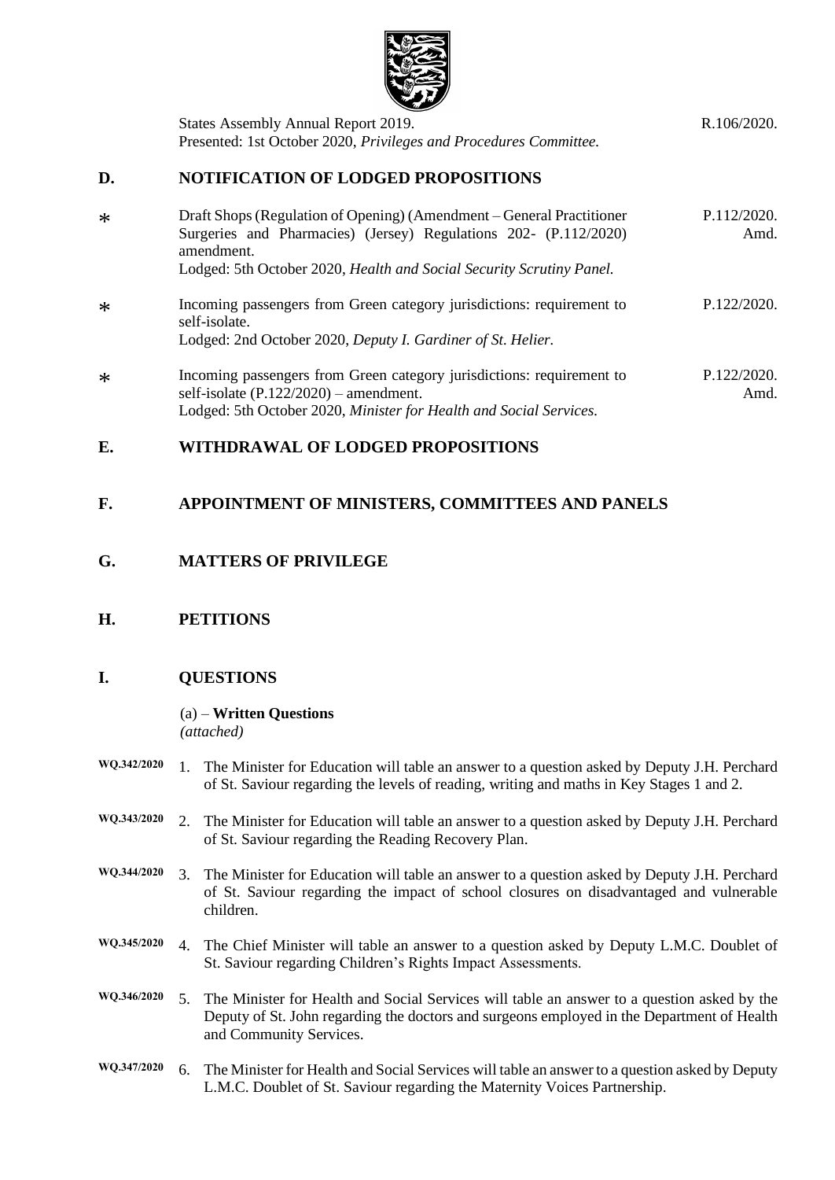States Assembly Annual Report 2019. R.106/2020.
Presented: 1st October 2020, *Privileges and Procedures Committee.*

## D. NOTIFICATION OF LODGED PROPOSITIONS

| | | |
|---|---|---|
| * | Draft Shops (Regulation of Opening) (Amendment – General Practitioner Surgeries and Pharmacies) (Jersey) Regulations 202- (P.112/2020) amendment.<br>Lodged: 5th October 2020, *Health and Social Security Scrutiny Panel.* | P.112/2020. Amd. |
| * | Incoming passengers from Green category jurisdictions: requirement to self-isolate.<br>Lodged: 2nd October 2020, *Deputy I. Gardiner of St. Helier.* | P.122/2020. |
| * | Incoming passengers from Green category jurisdictions: requirement to self-isolate (P.122/2020) – amendment.<br>Lodged: 5th October 2020, *Minister for Health and Social Services.* | P.122/2020. Amd. |

## E. WITHDRAWAL OF LODGED PROPOSITIONS

## F. APPOINTMENT OF MINISTERS, COMMITTEES AND PANELS

## G. MATTERS OF PRIVILEGE

## H. PETITIONS

## I. QUESTIONS

(a) – **Written Questions**
*(attached)*

WQ.342/2020 1. The Minister for Education will table an answer to a question asked by Deputy J.H. Perchard of St. Saviour regarding the levels of reading, writing and maths in Key Stages 1 and 2.

WQ.343/2020 2. The Minister for Education will table an answer to a question asked by Deputy J.H. Perchard of St. Saviour regarding the Reading Recovery Plan.

WQ.344/2020 3. The Minister for Education will table an answer to a question asked by Deputy J.H. Perchard of St. Saviour regarding the impact of school closures on disadvantaged and vulnerable children.

WQ.345/2020 4. The Chief Minister will table an answer to a question asked by Deputy L.M.C. Doublet of St. Saviour regarding Children's Rights Impact Assessments.

WQ.346/2020 5. The Minister for Health and Social Services will table an answer to a question asked by the Deputy of St. John regarding the doctors and surgeons employed in the Department of Health and Community Services.

WQ.347/2020 6. The Minister for Health and Social Services will table an answer to a question asked by Deputy L.M.C. Doublet of St. Saviour regarding the Maternity Voices Partnership.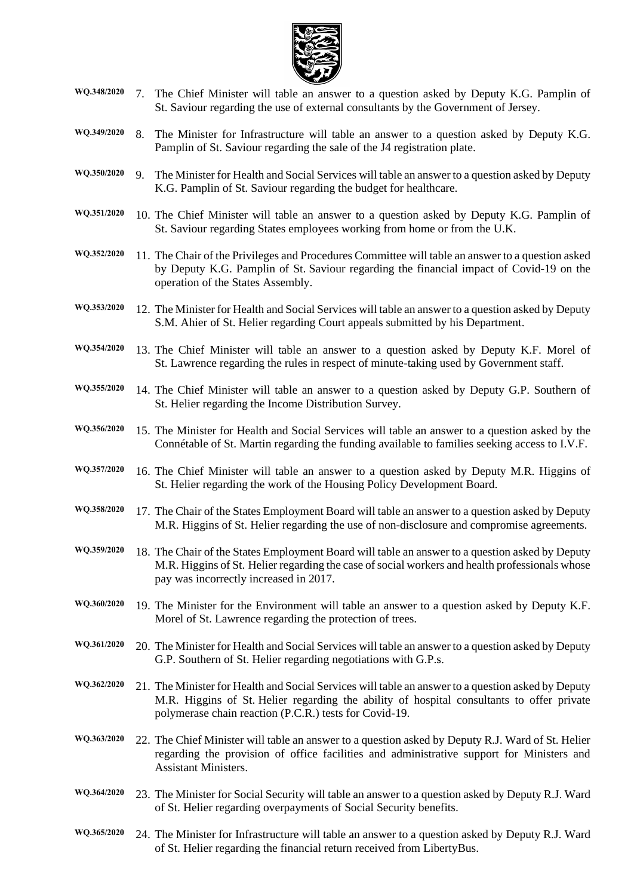WQ.348/2020 7. The Chief Minister will table an answer to a question asked by Deputy K.G. Pamplin of St. Saviour regarding the use of external consultants by the Government of Jersey.

WQ.349/2020 8. The Minister for Infrastructure will table an answer to a question asked by Deputy K.G. Pamplin of St. Saviour regarding the sale of the J4 registration plate.

WQ.350/2020 9. The Minister for Health and Social Services will table an answer to a question asked by Deputy K.G. Pamplin of St. Saviour regarding the budget for healthcare.

WQ.351/2020 10. The Chief Minister will table an answer to a question asked by Deputy K.G. Pamplin of St. Saviour regarding States employees working from home or from the U.K.

WQ.352/2020 11. The Chair of the Privileges and Procedures Committee will table an answer to a question asked by Deputy K.G. Pamplin of St. Saviour regarding the financial impact of Covid-19 on the operation of the States Assembly.

WQ.353/2020 12. The Minister for Health and Social Services will table an answer to a question asked by Deputy S.M. Ahier of St. Helier regarding Court appeals submitted by his Department.

WQ.354/2020 13. The Chief Minister will table an answer to a question asked by Deputy K.F. Morel of St. Lawrence regarding the rules in respect of minute-taking used by Government staff.

WQ.355/2020 14. The Chief Minister will table an answer to a question asked by Deputy G.P. Southern of St. Helier regarding the Income Distribution Survey.

WQ.356/2020 15. The Minister for Health and Social Services will table an answer to a question asked by the Connétable of St. Martin regarding the funding available to families seeking access to I.V.F.

WQ.357/2020 16. The Chief Minister will table an answer to a question asked by Deputy M.R. Higgins of St. Helier regarding the work of the Housing Policy Development Board.

WQ.358/2020 17. The Chair of the States Employment Board will table an answer to a question asked by Deputy M.R. Higgins of St. Helier regarding the use of non-disclosure and compromise agreements.

WQ.359/2020 18. The Chair of the States Employment Board will table an answer to a question asked by Deputy M.R. Higgins of St. Helier regarding the case of social workers and health professionals whose pay was incorrectly increased in 2017.

WQ.360/2020 19. The Minister for the Environment will table an answer to a question asked by Deputy K.F. Morel of St. Lawrence regarding the protection of trees.

WQ.361/2020 20. The Minister for Health and Social Services will table an answer to a question asked by Deputy G.P. Southern of St. Helier regarding negotiations with G.P.s.

WQ.362/2020 21. The Minister for Health and Social Services will table an answer to a question asked by Deputy M.R. Higgins of St. Helier regarding the ability of hospital consultants to offer private polymerase chain reaction (P.C.R.) tests for Covid-19.

WQ.363/2020 22. The Chief Minister will table an answer to a question asked by Deputy R.J. Ward of St. Helier regarding the provision of office facilities and administrative support for Ministers and Assistant Ministers.

WQ.364/2020 23. The Minister for Social Security will table an answer to a question asked by Deputy R.J. Ward of St. Helier regarding overpayments of Social Security benefits.

WQ.365/2020 24. The Minister for Infrastructure will table an answer to a question asked by Deputy R.J. Ward of St. Helier regarding the financial return received from LibertyBus.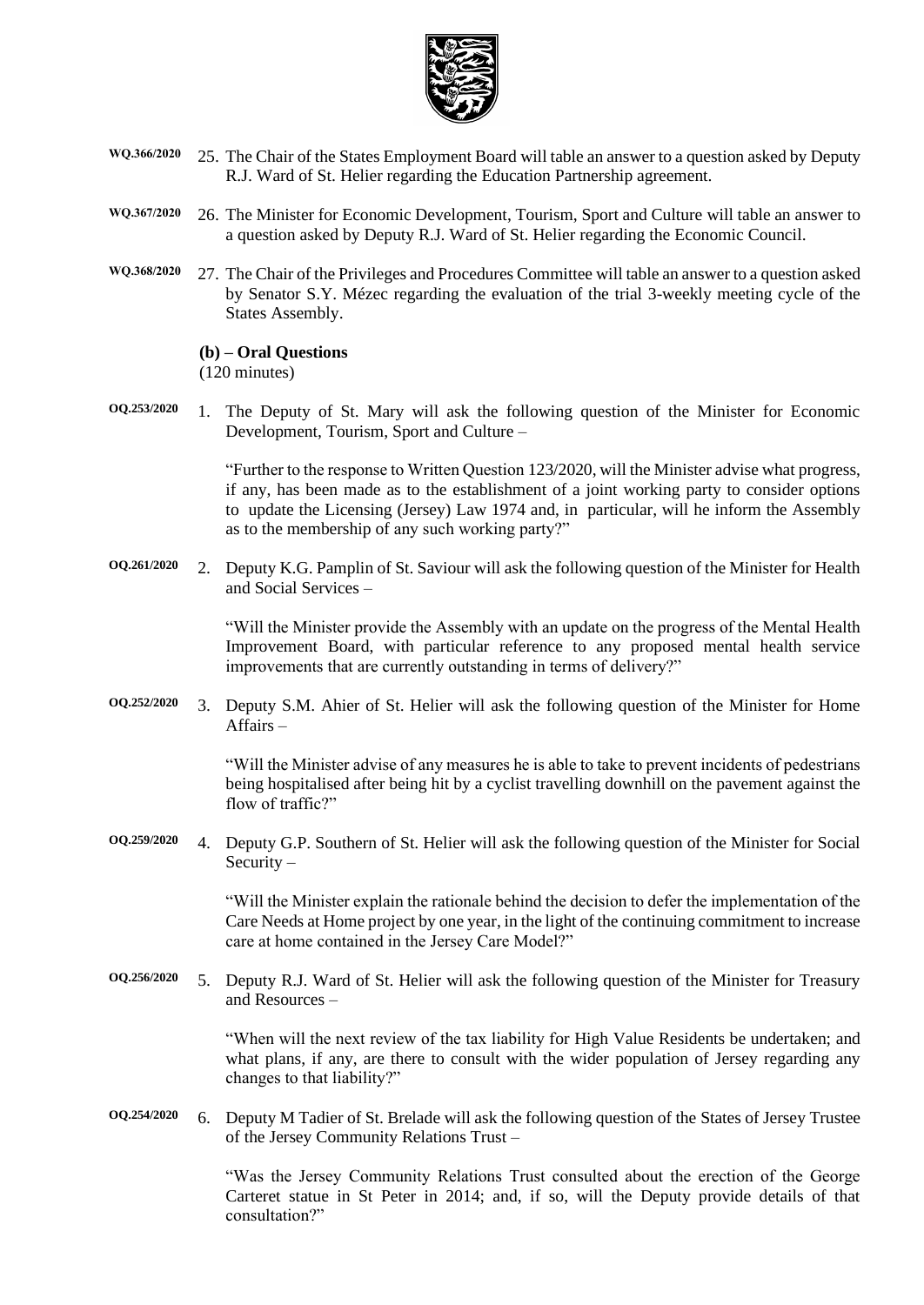WQ.366/2020 25. The Chair of the States Employment Board will table an answer to a question asked by Deputy R.J. Ward of St. Helier regarding the Education Partnership agreement.

WQ.367/2020 26. The Minister for Economic Development, Tourism, Sport and Culture will table an answer to a question asked by Deputy R.J. Ward of St. Helier regarding the Economic Council.

WQ.368/2020 27. The Chair of the Privileges and Procedures Committee will table an answer to a question asked by Senator S.Y. Mézec regarding the evaluation of the trial 3-weekly meeting cycle of the States Assembly.

**(b) – Oral Questions**
(120 minutes)

OQ.253/2020 1. The Deputy of St. Mary will ask the following question of the Minister for Economic Development, Tourism, Sport and Culture –

"Further to the response to Written Question 123/2020, will the Minister advise what progress, if any, has been made as to the establishment of a joint working party to consider options to update the Licensing (Jersey) Law 1974 and, in particular, will he inform the Assembly as to the membership of any such working party?"

OQ.261/2020 2. Deputy K.G. Pamplin of St. Saviour will ask the following question of the Minister for Health and Social Services –

"Will the Minister provide the Assembly with an update on the progress of the Mental Health Improvement Board, with particular reference to any proposed mental health service improvements that are currently outstanding in terms of delivery?"

OQ.252/2020 3. Deputy S.M. Ahier of St. Helier will ask the following question of the Minister for Home Affairs –

"Will the Minister advise of any measures he is able to take to prevent incidents of pedestrians being hospitalised after being hit by a cyclist travelling downhill on the pavement against the flow of traffic?"

OQ.259/2020 4. Deputy G.P. Southern of St. Helier will ask the following question of the Minister for Social Security –

"Will the Minister explain the rationale behind the decision to defer the implementation of the Care Needs at Home project by one year, in the light of the continuing commitment to increase care at home contained in the Jersey Care Model?"

OQ.256/2020 5. Deputy R.J. Ward of St. Helier will ask the following question of the Minister for Treasury and Resources –

"When will the next review of the tax liability for High Value Residents be undertaken; and what plans, if any, are there to consult with the wider population of Jersey regarding any changes to that liability?"

OQ.254/2020 6. Deputy M Tadier of St. Brelade will ask the following question of the States of Jersey Trustee of the Jersey Community Relations Trust –

"Was the Jersey Community Relations Trust consulted about the erection of the George Carteret statue in St Peter in 2014; and, if so, will the Deputy provide details of that consultation?"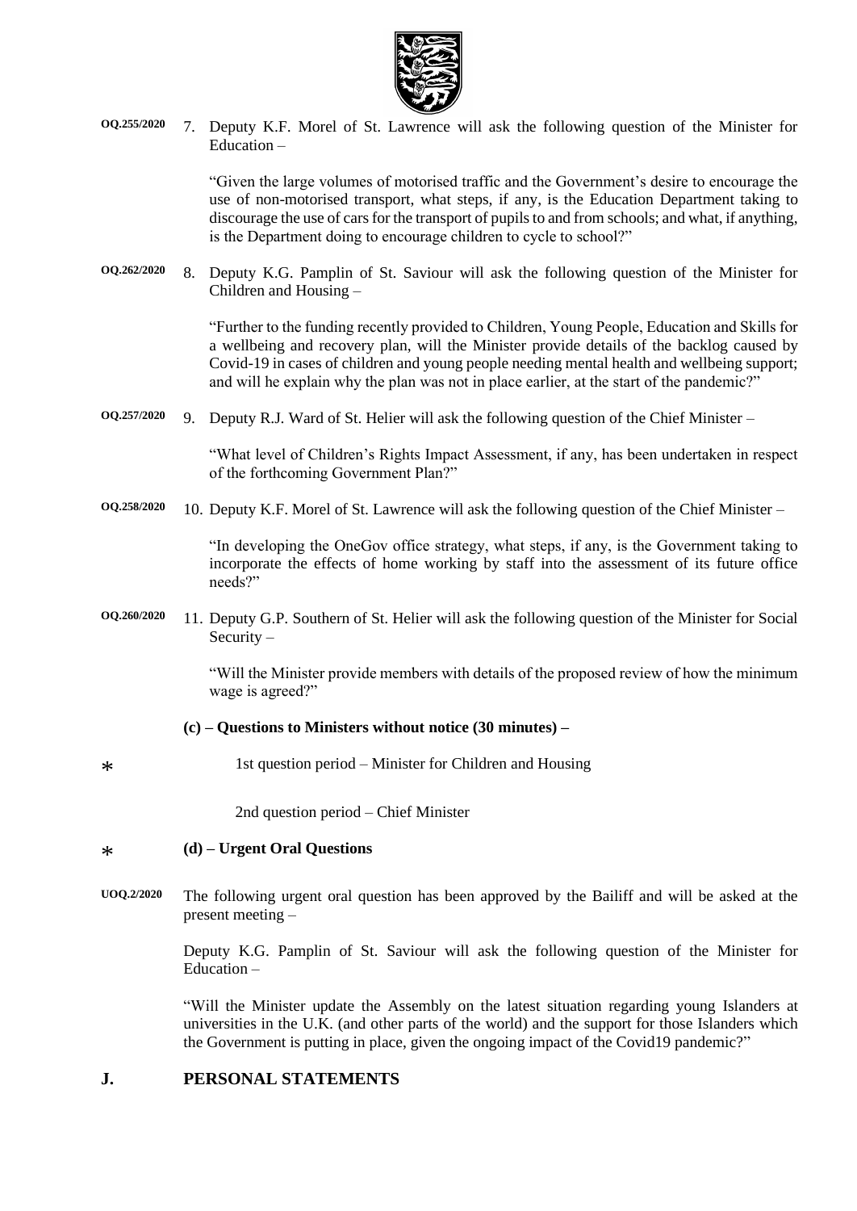**OQ.255/2020** 7. Deputy K.F. Morel of St. Lawrence will ask the following question of the Minister for Education –

"Given the large volumes of motorised traffic and the Government's desire to encourage the use of non-motorised transport, what steps, if any, is the Education Department taking to discourage the use of cars for the transport of pupils to and from schools; and what, if anything, is the Department doing to encourage children to cycle to school?"

**OQ.262/2020** 8. Deputy K.G. Pamplin of St. Saviour will ask the following question of the Minister for Children and Housing –

"Further to the funding recently provided to Children, Young People, Education and Skills for a wellbeing and recovery plan, will the Minister provide details of the backlog caused by Covid-19 in cases of children and young people needing mental health and wellbeing support; and will he explain why the plan was not in place earlier, at the start of the pandemic?"

**OQ.257/2020** 9. Deputy R.J. Ward of St. Helier will ask the following question of the Chief Minister –

"What level of Children's Rights Impact Assessment, if any, has been undertaken in respect of the forthcoming Government Plan?"

**OQ.258/2020** 10. Deputy K.F. Morel of St. Lawrence will ask the following question of the Chief Minister –

"In developing the OneGov office strategy, what steps, if any, is the Government taking to incorporate the effects of home working by staff into the assessment of its future office needs?"

**OQ.260/2020** 11. Deputy G.P. Southern of St. Helier will ask the following question of the Minister for Social Security –

"Will the Minister provide members with details of the proposed review of how the minimum wage is agreed?"

**(c) – Questions to Ministers without notice (30 minutes) –**

\* 1st question period – Minister for Children and Housing

2nd question period – Chief Minister

\* **(d) – Urgent Oral Questions**

**UOQ.2/2020** The following urgent oral question has been approved by the Bailiff and will be asked at the present meeting –

Deputy K.G. Pamplin of St. Saviour will ask the following question of the Minister for Education –

"Will the Minister update the Assembly on the latest situation regarding young Islanders at universities in the U.K. (and other parts of the world) and the support for those Islanders which the Government is putting in place, given the ongoing impact of the Covid19 pandemic?"

## J. PERSONAL STATEMENTS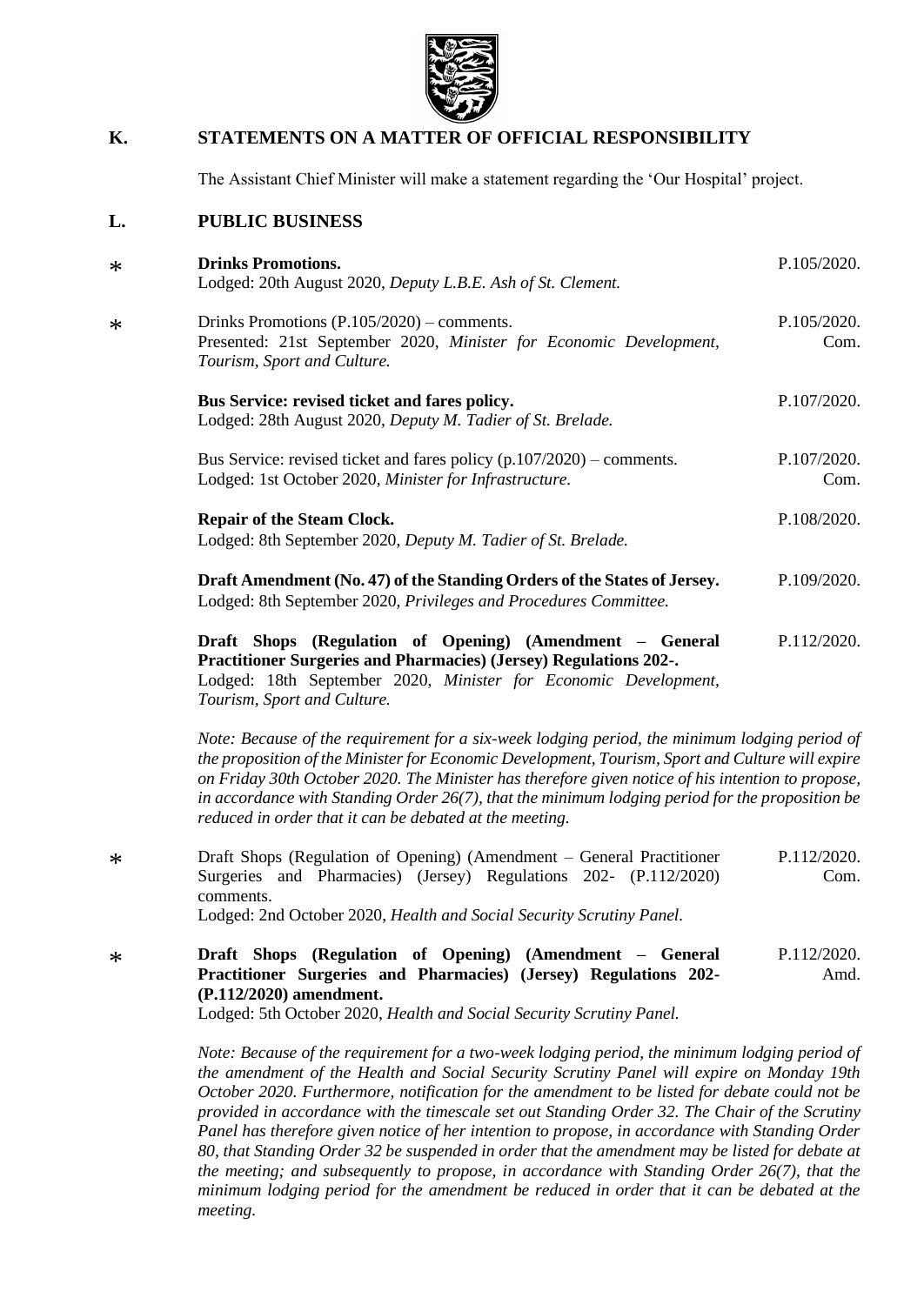## K. STATEMENTS ON A MATTER OF OFFICIAL RESPONSIBILITY

The Assistant Chief Minister will make a statement regarding the 'Our Hospital' project.

## L. PUBLIC BUSINESS

| | | |
|---|---|---|
| * | **Drinks Promotions.**<br>Lodged: 20th August 2020, *Deputy L.B.E. Ash of St. Clement.* | P.105/2020. |
| * | Drinks Promotions (P.105/2020) – comments.<br>Presented: 21st September 2020, *Minister for Economic Development, Tourism, Sport and Culture.* | P.105/2020. Com. |
| | **Bus Service: revised ticket and fares policy.**<br>Lodged: 28th August 2020, *Deputy M. Tadier of St. Brelade.* | P.107/2020. |
| | Bus Service: revised ticket and fares policy (p.107/2020) – comments.<br>Lodged: 1st October 2020, *Minister for Infrastructure.* | P.107/2020. Com. |
| | **Repair of the Steam Clock.**<br>Lodged: 8th September 2020, *Deputy M. Tadier of St. Brelade.* | P.108/2020. |
| | **Draft Amendment (No. 47) of the Standing Orders of the States of Jersey.**<br>Lodged: 8th September 2020, *Privileges and Procedures Committee.* | P.109/2020. |
| | **Draft Shops (Regulation of Opening) (Amendment – General Practitioner Surgeries and Pharmacies) (Jersey) Regulations 202-.**<br>Lodged: 18th September 2020, *Minister for Economic Development, Tourism, Sport and Culture.* | P.112/2020. |

*Note: Because of the requirement for a six-week lodging period, the minimum lodging period of the proposition of the Minister for Economic Development, Tourism, Sport and Culture will expire on Friday 30th October 2020. The Minister has therefore given notice of his intention to propose, in accordance with Standing Order 26(7), that the minimum lodging period for the proposition be reduced in order that it can be debated at the meeting.*

| | | |
|---|---|---|
| * | Draft Shops (Regulation of Opening) (Amendment – General Practitioner Surgeries and Pharmacies) (Jersey) Regulations 202- (P.112/2020) comments.<br>Lodged: 2nd October 2020, *Health and Social Security Scrutiny Panel.* | P.112/2020. Com. |
| * | **Draft Shops (Regulation of Opening) (Amendment – General Practitioner Surgeries and Pharmacies) (Jersey) Regulations 202- (P.112/2020) amendment.**<br>Lodged: 5th October 2020, *Health and Social Security Scrutiny Panel.* | P.112/2020. Amd. |

*Note: Because of the requirement for a two-week lodging period, the minimum lodging period of the amendment of the Health and Social Security Scrutiny Panel will expire on Monday 19th October 2020. Furthermore, notification for the amendment to be listed for debate could not be provided in accordance with the timescale set out Standing Order 32. The Chair of the Scrutiny Panel has therefore given notice of her intention to propose, in accordance with Standing Order 80, that Standing Order 32 be suspended in order that the amendment may be listed for debate at the meeting; and subsequently to propose, in accordance with Standing Order 26(7), that the minimum lodging period for the amendment be reduced in order that it can be debated at the meeting.*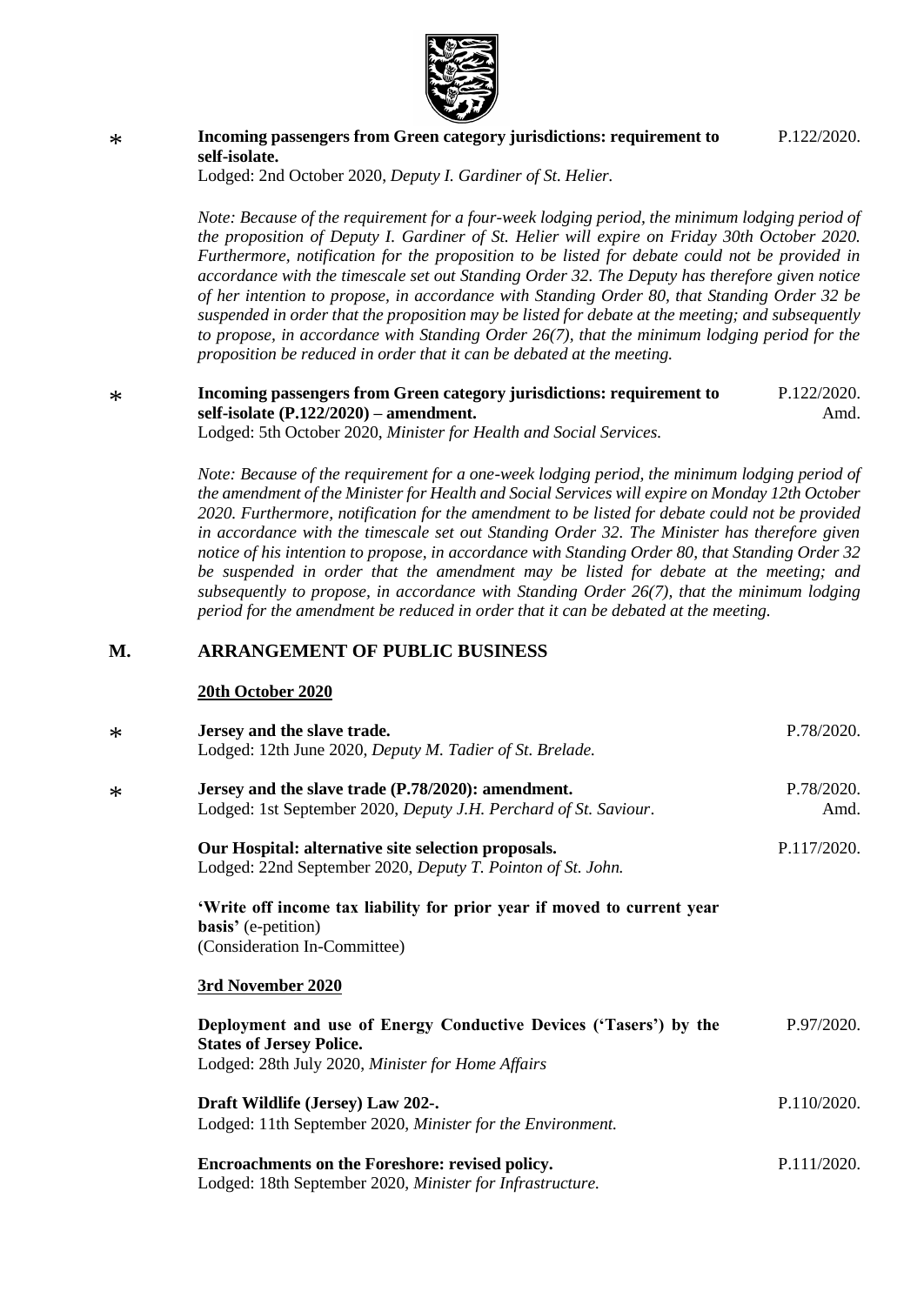\* **Incoming passengers from Green category jurisdictions: requirement to self-isolate.** P.122/2020.
Lodged: 2nd October 2020, *Deputy I. Gardiner of St. Helier.*

*Note: Because of the requirement for a four-week lodging period, the minimum lodging period of the proposition of Deputy I. Gardiner of St. Helier will expire on Friday 30th October 2020. Furthermore, notification for the proposition to be listed for debate could not be provided in accordance with the timescale set out Standing Order 32. The Deputy has therefore given notice of her intention to propose, in accordance with Standing Order 80, that Standing Order 32 be suspended in order that the proposition may be listed for debate at the meeting; and subsequently to propose, in accordance with Standing Order 26(7), that the minimum lodging period for the proposition be reduced in order that it can be debated at the meeting.*

\* **Incoming passengers from Green category jurisdictions: requirement to self-isolate (P.122/2020) – amendment.** P.122/2020. Amd.
Lodged: 5th October 2020, *Minister for Health and Social Services.*

*Note: Because of the requirement for a one-week lodging period, the minimum lodging period of the amendment of the Minister for Health and Social Services will expire on Monday 12th October 2020. Furthermore, notification for the amendment to be listed for debate could not be provided in accordance with the timescale set out Standing Order 32. The Minister has therefore given notice of his intention to propose, in accordance with Standing Order 80, that Standing Order 32 be suspended in order that the amendment may be listed for debate at the meeting; and subsequently to propose, in accordance with Standing Order 26(7), that the minimum lodging period for the amendment be reduced in order that it can be debated at the meeting.*

## M. ARRANGEMENT OF PUBLIC BUSINESS

**20th October 2020**

\* **Jersey and the slave trade.** P.78/2020.
Lodged: 12th June 2020, *Deputy M. Tadier of St. Brelade.*

\* **Jersey and the slave trade (P.78/2020): amendment.** P.78/2020. Amd.
Lodged: 1st September 2020, *Deputy J.H. Perchard of St. Saviour*.

**Our Hospital: alternative site selection proposals.** P.117/2020.
Lodged: 22nd September 2020, *Deputy T. Pointon of St. John.*

**'Write off income tax liability for prior year if moved to current year basis'** (e-petition)
(Consideration In-Committee)

**3rd November 2020**

**Deployment and use of Energy Conductive Devices ('Tasers') by the States of Jersey Police.** P.97/2020.
Lodged: 28th July 2020, *Minister for Home Affairs*

**Draft Wildlife (Jersey) Law 202-.** P.110/2020.
Lodged: 11th September 2020, *Minister for the Environment.*

**Encroachments on the Foreshore: revised policy.** P.111/2020.
Lodged: 18th September 2020, *Minister for Infrastructure.*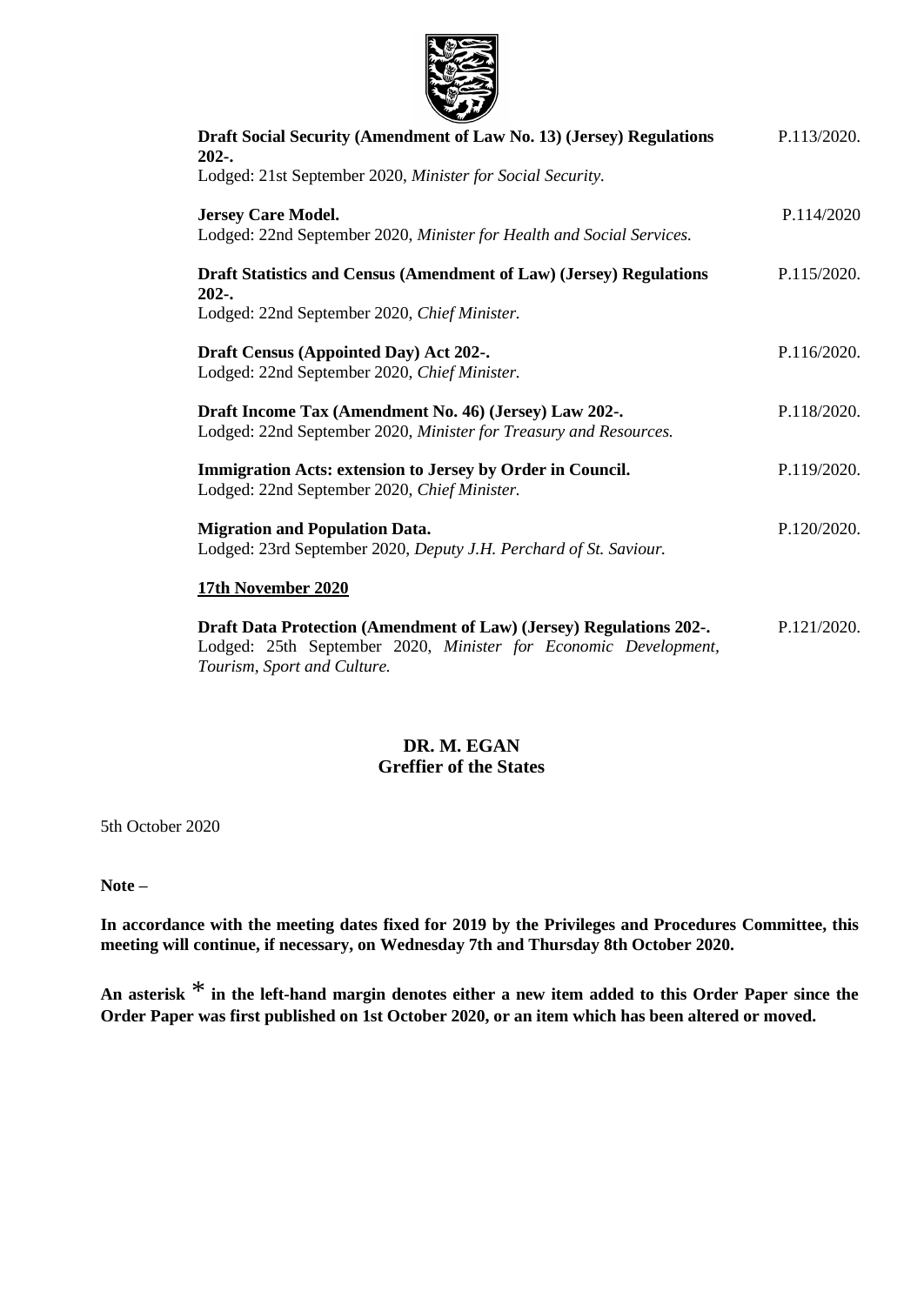**Draft Social Security (Amendment of Law No. 13) (Jersey) Regulations 202-.** P.113/2020.
Lodged: 21st September 2020, *Minister for Social Security.*

**Jersey Care Model.** P.114/2020
Lodged: 22nd September 2020, *Minister for Health and Social Services.*

**Draft Statistics and Census (Amendment of Law) (Jersey) Regulations 202-.** P.115/2020.
Lodged: 22nd September 2020, *Chief Minister.*

**Draft Census (Appointed Day) Act 202-.** P.116/2020.
Lodged: 22nd September 2020, *Chief Minister.*

**Draft Income Tax (Amendment No. 46) (Jersey) Law 202-.** P.118/2020.
Lodged: 22nd September 2020, *Minister for Treasury and Resources.*

**Immigration Acts: extension to Jersey by Order in Council.** P.119/2020.
Lodged: 22nd September 2020, *Chief Minister.*

**Migration and Population Data.** P.120/2020.
Lodged: 23rd September 2020, *Deputy J.H. Perchard of St. Saviour.*

**17th November 2020**

**Draft Data Protection (Amendment of Law) (Jersey) Regulations 202-.** P.121/2020.
Lodged: 25th September 2020, *Minister for Economic Development, Tourism, Sport and Culture.*

**DR. M. EGAN**
**Greffier of the States**

5th October 2020

**Note –**

**In accordance with the meeting dates fixed for 2019 by the Privileges and Procedures Committee, this meeting will continue, if necessary, on Wednesday 7th and Thursday 8th October 2020.**

**An asterisk * in the left-hand margin denotes either a new item added to this Order Paper since the Order Paper was first published on 1st October 2020, or an item which has been altered or moved.**